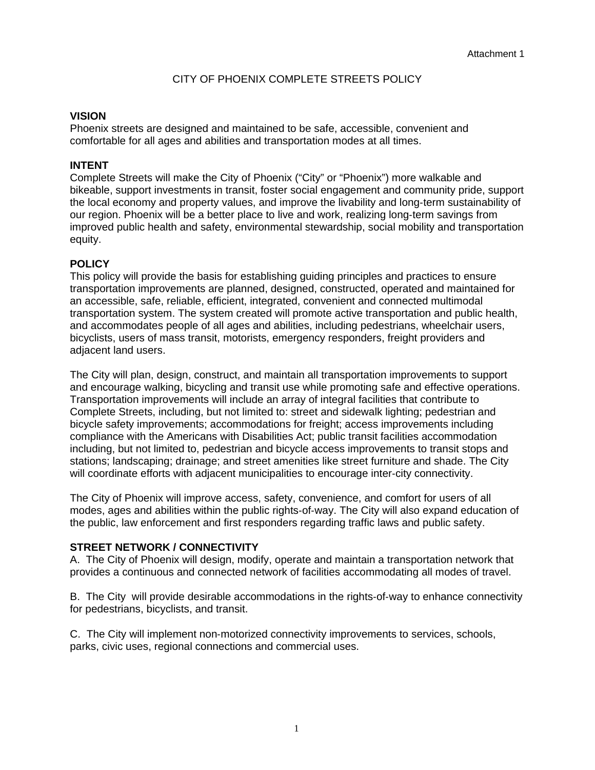Attachment 1

# CITY OF PHOENIX COMPLETE STREETS POLICY

## VISION

Phoenix streets are designed and maintained to be safe, accessible, convenient and comfortable for all ages and abilities and transportation modes at all times.

## INTENT

Complete Streets will make the City of Phoenix ("City" or "Phoenix") more walkable and bikeable, support investments in transit, foster social engagement and community pride, support the local economy and property values, and improve the livability and long-term sustainability of our region. Phoenix will be a better place to live and work, realizing long-term savings from improved public health and safety, environmental stewardship, social mobility and transportation equity.

## POLICY

This policy will provide the basis for establishing guiding principles and practices to ensure transportation improvements are planned, designed, constructed, operated and maintained for an accessible, safe, reliable, efficient, integrated, convenient and connected multimodal transportation system. The system created will promote active transportation and public health, and accommodates people of all ages and abilities, including pedestrians, wheelchair users, bicyclists, users of mass transit, motorists, emergency responders, freight providers and adjacent land users.

The City will plan, design, construct, and maintain all transportation improvements to support and encourage walking, bicycling and transit use while promoting safe and effective operations. Transportation improvements will include an array of integral facilities that contribute to Complete Streets, including, but not limited to: street and sidewalk lighting; pedestrian and bicycle safety improvements; accommodations for freight; access improvements including compliance with the Americans with Disabilities Act; public transit facilities accommodation including, but not limited to, pedestrian and bicycle access improvements to transit stops and stations; landscaping; drainage; and street amenities like street furniture and shade. The City will coordinate efforts with adjacent municipalities to encourage inter-city connectivity.

The City of Phoenix will improve access, safety, convenience, and comfort for users of all modes, ages and abilities within the public rights-of-way. The City will also expand education of the public, law enforcement and first responders regarding traffic laws and public safety.

## STREET NETWORK / CONNECTIVITY

A. The City of Phoenix will design, modify, operate and maintain a transportation network that provides a continuous and connected network of facilities accommodating all modes of travel.

B. The City will provide desirable accommodations in the rights-of-way to enhance connectivity for pedestrians, bicyclists, and transit.

C. The City will implement non-motorized connectivity improvements to services, schools, parks, civic uses, regional connections and commercial uses.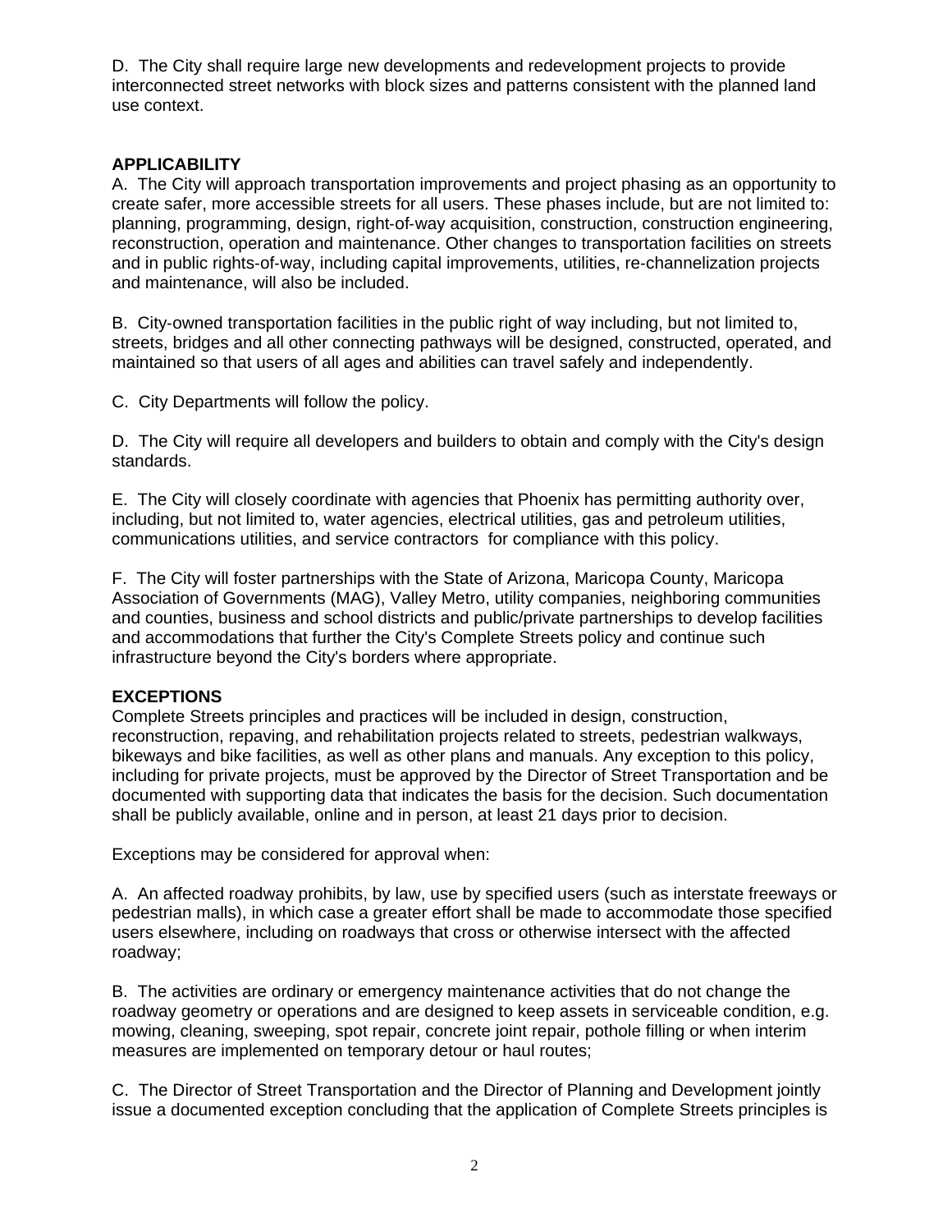D. The City shall require large new developments and redevelopment projects to provide interconnected street networks with block sizes and patterns consistent with the planned land use context.

**APPLICABILITY**

A. The City will approach transportation improvements and project phasing as an opportunity to create safer, more accessible streets for all users. These phases include, but are not limited to: planning, programming, design, right-of-way acquisition, construction, construction engineering, reconstruction, operation and maintenance. Other changes to transportation facilities on streets and in public rights-of-way, including capital improvements, utilities, re-channelization projects and maintenance, will also be included.

B. City-owned transportation facilities in the public right of way including, but not limited to, streets, bridges and all other connecting pathways will be designed, constructed, operated, and maintained so that users of all ages and abilities can travel safely and independently.

C. City Departments will follow the policy.

D. The City will require all developers and builders to obtain and comply with the City's design standards.

E. The City will closely coordinate with agencies that Phoenix has permitting authority over, including, but not limited to, water agencies, electrical utilities, gas and petroleum utilities, communications utilities, and service contractors for compliance with this policy.

F. The City will foster partnerships with the State of Arizona, Maricopa County, Maricopa Association of Governments (MAG), Valley Metro, utility companies, neighboring communities and counties, business and school districts and public/private partnerships to develop facilities and accommodations that further the City's Complete Streets policy and continue such infrastructure beyond the City's borders where appropriate.

**EXCEPTIONS**

Complete Streets principles and practices will be included in design, construction, reconstruction, repaving, and rehabilitation projects related to streets, pedestrian walkways, bikeways and bike facilities, as well as other plans and manuals. Any exception to this policy, including for private projects, must be approved by the Director of Street Transportation and be documented with supporting data that indicates the basis for the decision. Such documentation shall be publicly available, online and in person, at least 21 days prior to decision.

Exceptions may be considered for approval when:

A. An affected roadway prohibits, by law, use by specified users (such as interstate freeways or pedestrian malls), in which case a greater effort shall be made to accommodate those specified users elsewhere, including on roadways that cross or otherwise intersect with the affected roadway;

B. The activities are ordinary or emergency maintenance activities that do not change the roadway geometry or operations and are designed to keep assets in serviceable condition, e.g. mowing, cleaning, sweeping, spot repair, concrete joint repair, pothole filling or when interim measures are implemented on temporary detour or haul routes;

C. The Director of Street Transportation and the Director of Planning and Development jointly issue a documented exception concluding that the application of Complete Streets principles is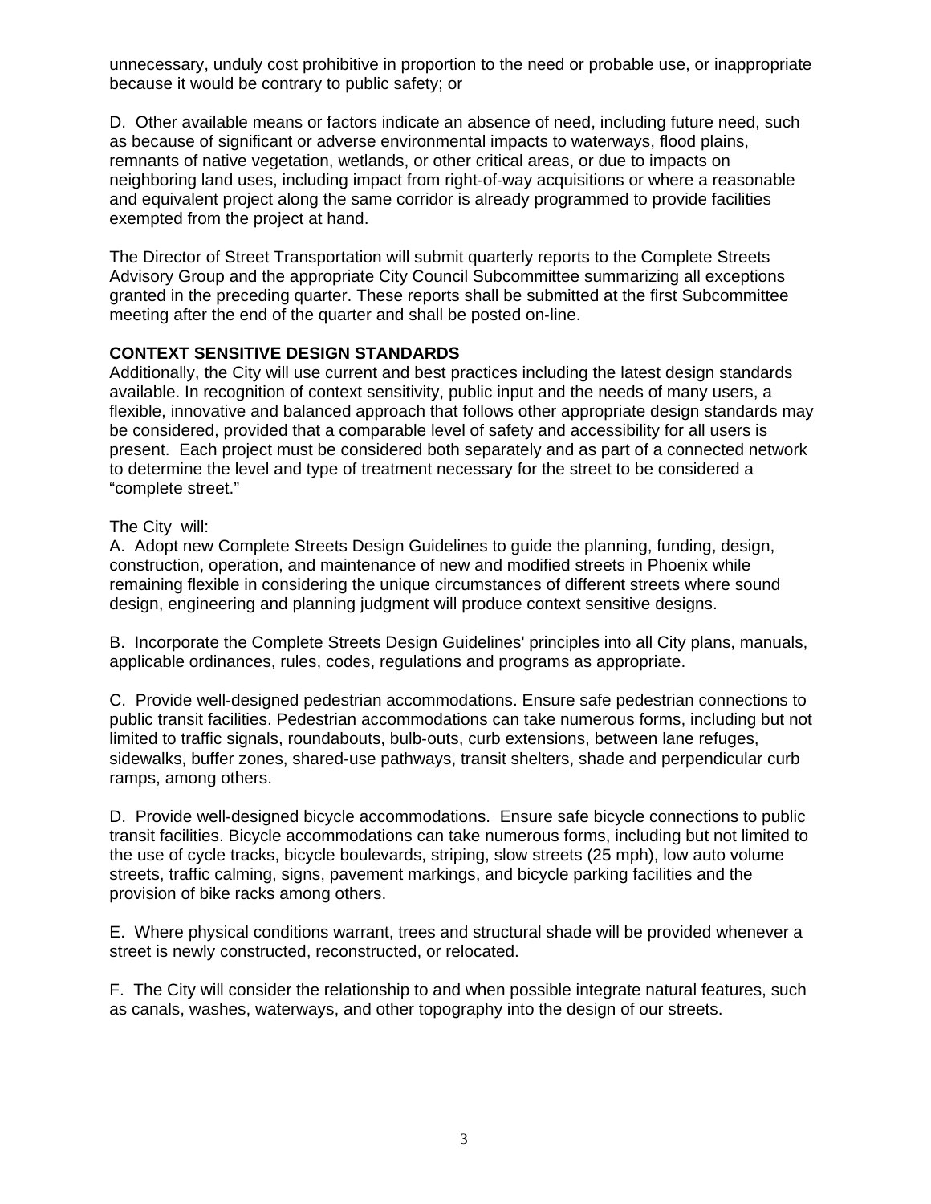unnecessary, unduly cost prohibitive in proportion to the need or probable use, or inappropriate because it would be contrary to public safety; or

D. Other available means or factors indicate an absence of need, including future need, such as because of significant or adverse environmental impacts to waterways, flood plains, remnants of native vegetation, wetlands, or other critical areas, or due to impacts on neighboring land uses, including impact from right-of-way acquisitions or where a reasonable and equivalent project along the same corridor is already programmed to provide facilities exempted from the project at hand.

The Director of Street Transportation will submit quarterly reports to the Complete Streets Advisory Group and the appropriate City Council Subcommittee summarizing all exceptions granted in the preceding quarter. These reports shall be submitted at the first Subcommittee meeting after the end of the quarter and shall be posted on-line.

**CONTEXT SENSITIVE DESIGN STANDARDS**

Additionally, the City will use current and best practices including the latest design standards available. In recognition of context sensitivity, public input and the needs of many users, a flexible, innovative and balanced approach that follows other appropriate design standards may be considered, provided that a comparable level of safety and accessibility for all users is present. Each project must be considered both separately and as part of a connected network to determine the level and type of treatment necessary for the street to be considered a "complete street."

The City will:

A. Adopt new Complete Streets Design Guidelines to guide the planning, funding, design, construction, operation, and maintenance of new and modified streets in Phoenix while remaining flexible in considering the unique circumstances of different streets where sound design, engineering and planning judgment will produce context sensitive designs.

B. Incorporate the Complete Streets Design Guidelines' principles into all City plans, manuals, applicable ordinances, rules, codes, regulations and programs as appropriate.

C. Provide well-designed pedestrian accommodations. Ensure safe pedestrian connections to public transit facilities. Pedestrian accommodations can take numerous forms, including but not limited to traffic signals, roundabouts, bulb-outs, curb extensions, between lane refuges, sidewalks, buffer zones, shared-use pathways, transit shelters, shade and perpendicular curb ramps, among others.

D. Provide well-designed bicycle accommodations. Ensure safe bicycle connections to public transit facilities. Bicycle accommodations can take numerous forms, including but not limited to the use of cycle tracks, bicycle boulevards, striping, slow streets (25 mph), low auto volume streets, traffic calming, signs, pavement markings, and bicycle parking facilities and the provision of bike racks among others.

E. Where physical conditions warrant, trees and structural shade will be provided whenever a street is newly constructed, reconstructed, or relocated.

F. The City will consider the relationship to and when possible integrate natural features, such as canals, washes, waterways, and other topography into the design of our streets.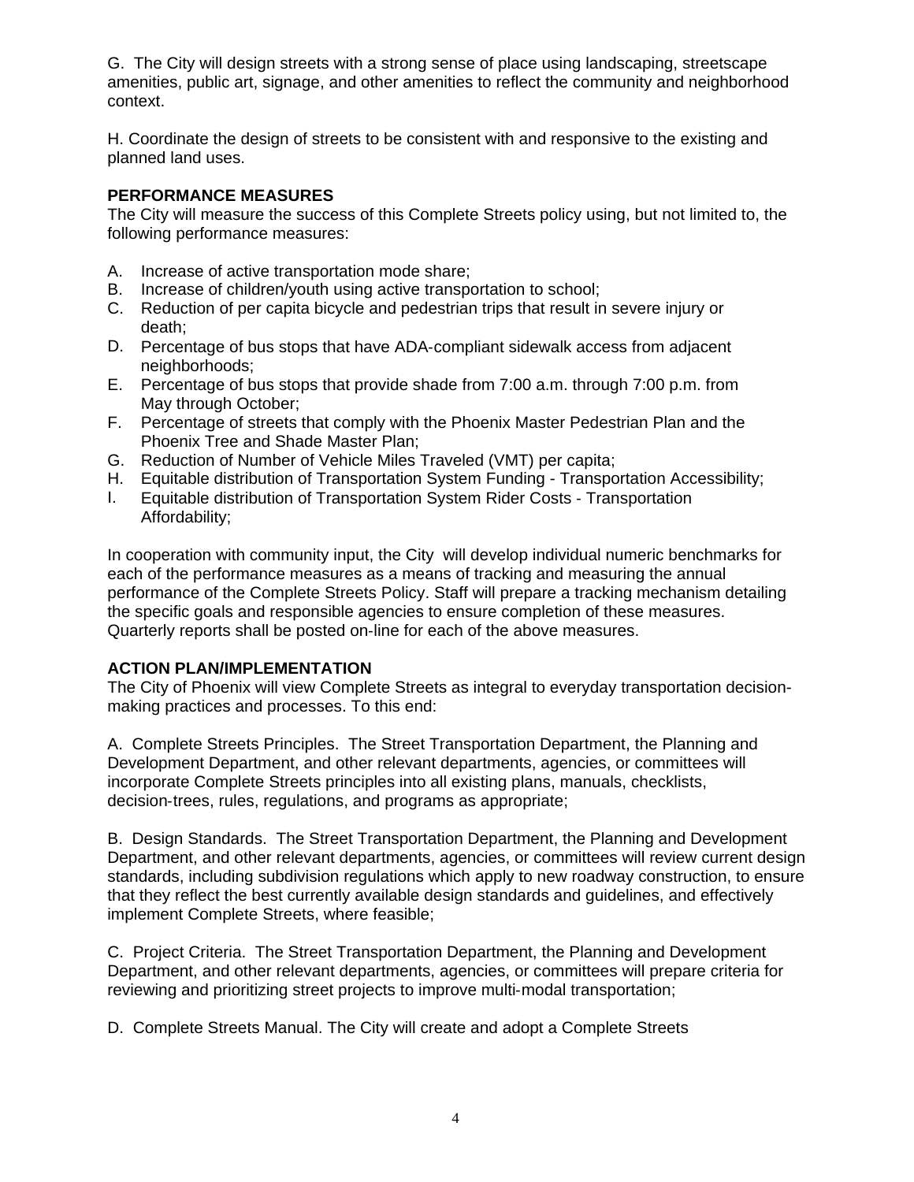G. The City will design streets with a strong sense of place using landscaping, streetscape amenities, public art, signage, and other amenities to reflect the community and neighborhood context.

H. Coordinate the design of streets to be consistent with and responsive to the existing and planned land uses.

**PERFORMANCE MEASURES**

The City will measure the success of this Complete Streets policy using, but not limited to, the following performance measures:

A. Increase of active transportation mode share;
B. Increase of children/youth using active transportation to school;
C. Reduction of per capita bicycle and pedestrian trips that result in severe injury or death;
D. Percentage of bus stops that have ADA-compliant sidewalk access from adjacent neighborhoods;
E. Percentage of bus stops that provide shade from 7:00 a.m. through 7:00 p.m. from May through October;
F. Percentage of streets that comply with the Phoenix Master Pedestrian Plan and the Phoenix Tree and Shade Master Plan;
G. Reduction of Number of Vehicle Miles Traveled (VMT) per capita;
H. Equitable distribution of Transportation System Funding - Transportation Accessibility;
I. Equitable distribution of Transportation System Rider Costs - Transportation Affordability;

In cooperation with community input, the City will develop individual numeric benchmarks for each of the performance measures as a means of tracking and measuring the annual performance of the Complete Streets Policy. Staff will prepare a tracking mechanism detailing the specific goals and responsible agencies to ensure completion of these measures. Quarterly reports shall be posted on-line for each of the above measures.

**ACTION PLAN/IMPLEMENTATION**

The City of Phoenix will view Complete Streets as integral to everyday transportation decision-making practices and processes. To this end:

A. Complete Streets Principles. The Street Transportation Department, the Planning and Development Department, and other relevant departments, agencies, or committees will incorporate Complete Streets principles into all existing plans, manuals, checklists, decision-trees, rules, regulations, and programs as appropriate;

B. Design Standards. The Street Transportation Department, the Planning and Development Department, and other relevant departments, agencies, or committees will review current design standards, including subdivision regulations which apply to new roadway construction, to ensure that they reflect the best currently available design standards and guidelines, and effectively implement Complete Streets, where feasible;

C. Project Criteria. The Street Transportation Department, the Planning and Development Department, and other relevant departments, agencies, or committees will prepare criteria for reviewing and prioritizing street projects to improve multi-modal transportation;

D. Complete Streets Manual. The City will create and adopt a Complete Streets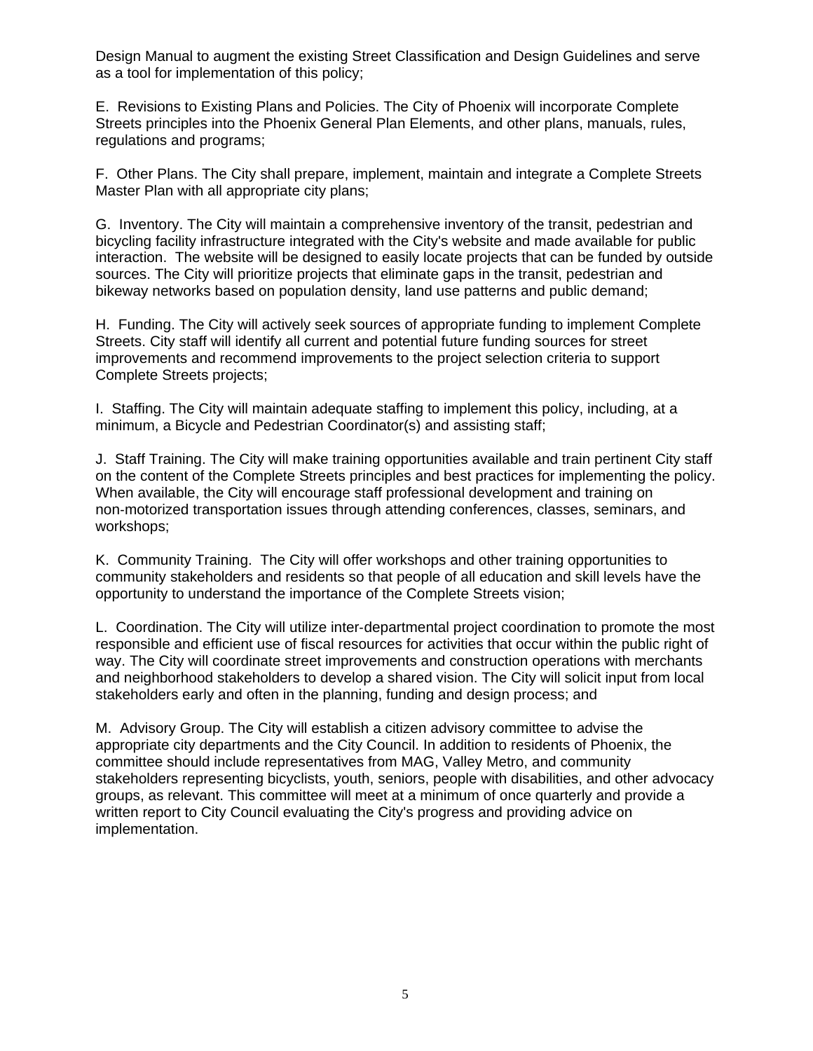Design Manual to augment the existing Street Classification and Design Guidelines and serve as a tool for implementation of this policy;

E. Revisions to Existing Plans and Policies. The City of Phoenix will incorporate Complete Streets principles into the Phoenix General Plan Elements, and other plans, manuals, rules, regulations and programs;

F. Other Plans. The City shall prepare, implement, maintain and integrate a Complete Streets Master Plan with all appropriate city plans;

G. Inventory. The City will maintain a comprehensive inventory of the transit, pedestrian and bicycling facility infrastructure integrated with the City's website and made available for public interaction. The website will be designed to easily locate projects that can be funded by outside sources. The City will prioritize projects that eliminate gaps in the transit, pedestrian and bikeway networks based on population density, land use patterns and public demand;

H. Funding. The City will actively seek sources of appropriate funding to implement Complete Streets. City staff will identify all current and potential future funding sources for street improvements and recommend improvements to the project selection criteria to support Complete Streets projects;

I. Staffing. The City will maintain adequate staffing to implement this policy, including, at a minimum, a Bicycle and Pedestrian Coordinator(s) and assisting staff;

J. Staff Training. The City will make training opportunities available and train pertinent City staff on the content of the Complete Streets principles and best practices for implementing the policy. When available, the City will encourage staff professional development and training on non-motorized transportation issues through attending conferences, classes, seminars, and workshops;

K. Community Training. The City will offer workshops and other training opportunities to community stakeholders and residents so that people of all education and skill levels have the opportunity to understand the importance of the Complete Streets vision;

L. Coordination. The City will utilize inter-departmental project coordination to promote the most responsible and efficient use of fiscal resources for activities that occur within the public right of way. The City will coordinate street improvements and construction operations with merchants and neighborhood stakeholders to develop a shared vision. The City will solicit input from local stakeholders early and often in the planning, funding and design process; and

M. Advisory Group. The City will establish a citizen advisory committee to advise the appropriate city departments and the City Council. In addition to residents of Phoenix, the committee should include representatives from MAG, Valley Metro, and community stakeholders representing bicyclists, youth, seniors, people with disabilities, and other advocacy groups, as relevant. This committee will meet at a minimum of once quarterly and provide a written report to City Council evaluating the City's progress and providing advice on implementation.